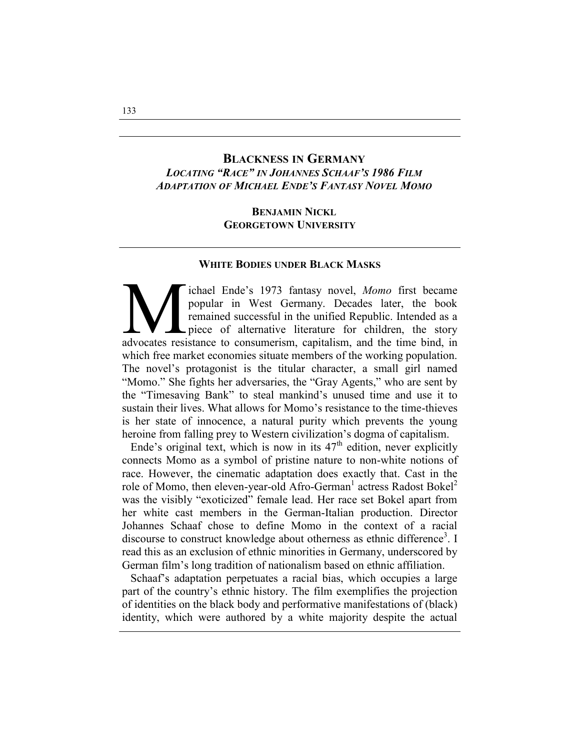# BLACKNESS IN GERMANY

## *LOCATING "RACE" IN JOHANNES SCHAAF'S 1986 FILM ADAPTATION OF MICHAEL ENDE'S FANTASY NOVEL MOMO*

**BENJAMIN NICKL**
**GEORGETOWN UNIVERSITY**

### WHITE BODIES UNDER BLACK MASKS

Michael Ende's 1973 fantasy novel, *Momo* first became popular in West Germany. Decades later, the book remained successful in the unified Republic. Intended as a piece of alternative literature for children, the story advocates resistance to consumerism, capitalism, and the time bind, in which free market economies situate members of the working population. The novel's protagonist is the titular character, a small girl named "Momo." She fights her adversaries, the "Gray Agents," who are sent by the "Timesaving Bank" to steal mankind's unused time and use it to sustain their lives. What allows for Momo's resistance to the time-thieves is her state of innocence, a natural purity which prevents the young heroine from falling prey to Western civilization's dogma of capitalism.

Ende's original text, which is now in its 47th edition, never explicitly connects Momo as a symbol of pristine nature to non-white notions of race. However, the cinematic adaptation does exactly that. Cast in the role of Momo, then eleven-year-old Afro-German[1] actress Radost Bokel[2] was the visibly "exoticized" female lead. Her race set Bokel apart from her white cast members in the German-Italian production. Director Johannes Schaaf chose to define Momo in the context of a racial discourse to construct knowledge about otherness as ethnic difference[3]. I read this as an exclusion of ethnic minorities in Germany, underscored by German film's long tradition of nationalism based on ethnic affiliation.

Schaaf's adaptation perpetuates a racial bias, which occupies a large part of the country's ethnic history. The film exemplifies the projection of identities on the black body and performative manifestations of (black) identity, which were authored by a white majority despite the actual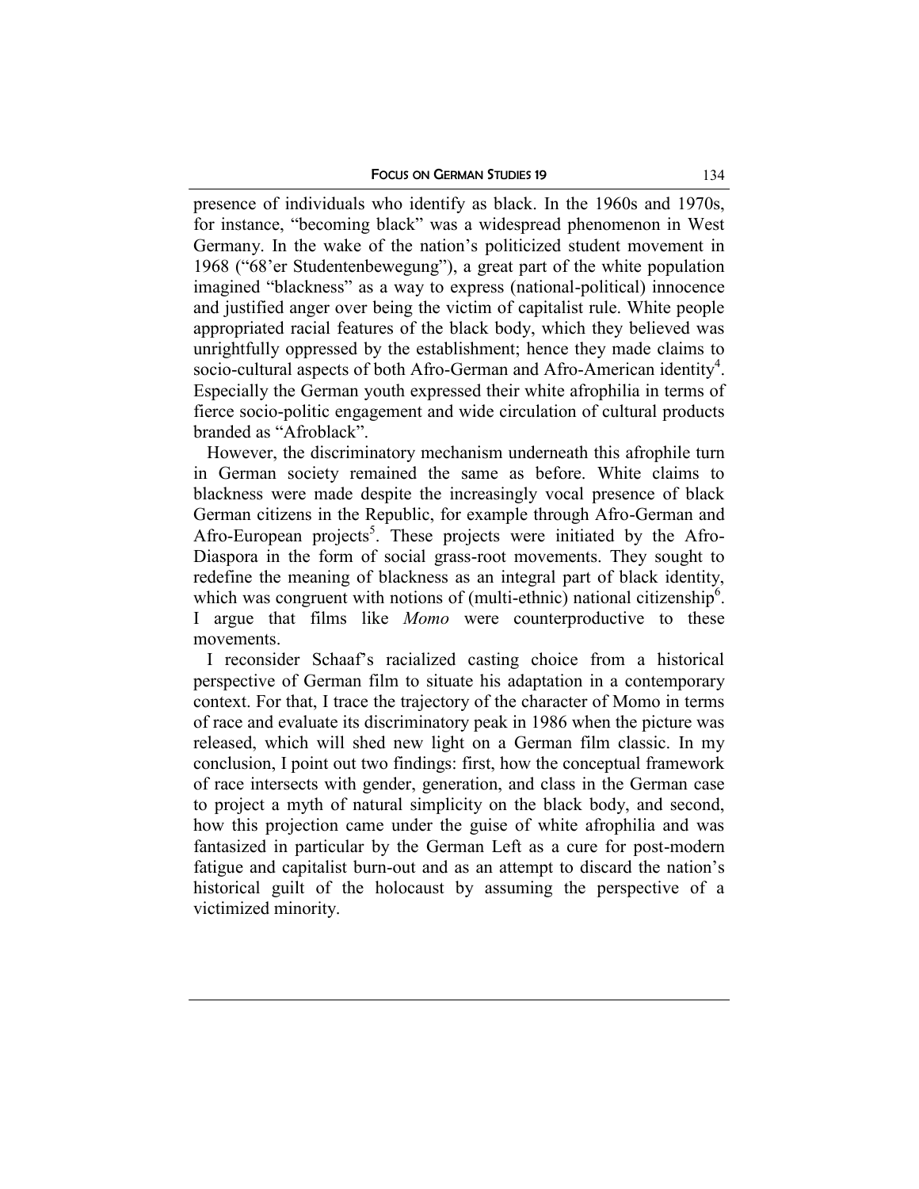presence of individuals who identify as black. In the 1960s and 1970s, for instance, "becoming black" was a widespread phenomenon in West Germany. In the wake of the nation's politicized student movement in 1968 ("68'er Studentenbewegung"), a great part of the white population imagined "blackness" as a way to express (national-political) innocence and justified anger over being the victim of capitalist rule. White people appropriated racial features of the black body, which they believed was unrightfully oppressed by the establishment; hence they made claims to socio-cultural aspects of both Afro-German and Afro-American identity[4]. Especially the German youth expressed their white afrophilia in terms of fierce socio-politic engagement and wide circulation of cultural products branded as "Afroblack".

However, the discriminatory mechanism underneath this afrophile turn in German society remained the same as before. White claims to blackness were made despite the increasingly vocal presence of black German citizens in the Republic, for example through Afro-German and Afro-European projects[5]. These projects were initiated by the Afro-Diaspora in the form of social grass-root movements. They sought to redefine the meaning of blackness as an integral part of black identity, which was congruent with notions of (multi-ethnic) national citizenship[6]. I argue that films like *Momo* were counterproductive to these movements.

I reconsider Schaaf's racialized casting choice from a historical perspective of German film to situate his adaptation in a contemporary context. For that, I trace the trajectory of the character of Momo in terms of race and evaluate its discriminatory peak in 1986 when the picture was released, which will shed new light on a German film classic. In my conclusion, I point out two findings: first, how the conceptual framework of race intersects with gender, generation, and class in the German case to project a myth of natural simplicity on the black body, and second, how this projection came under the guise of white afrophilia and was fantasized in particular by the German Left as a cure for post-modern fatigue and capitalist burn-out and as an attempt to discard the nation's historical guilt of the holocaust by assuming the perspective of a victimized minority.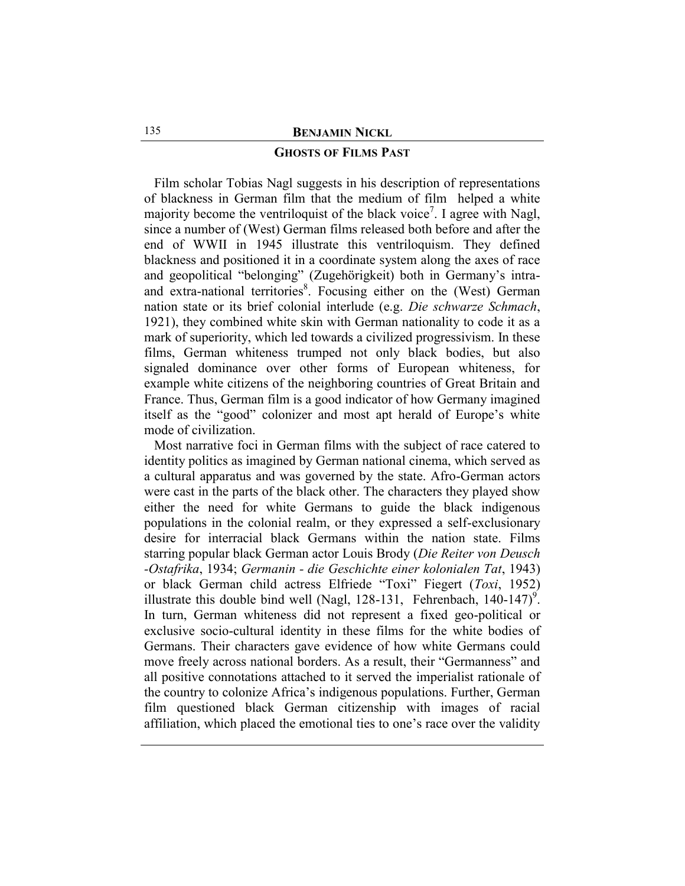## GHOSTS OF FILMS PAST

Film scholar Tobias Nagl suggests in his description of representations of blackness in German film that the medium of film helped a white majority become the ventriloquist of the black voice[7]. I agree with Nagl, since a number of (West) German films released both before and after the end of WWII in 1945 illustrate this ventriloquism. They defined blackness and positioned it in a coordinate system along the axes of race and geopolitical "belonging" (Zugehörigkeit) both in Germany's intra- and extra-national territories[8]. Focusing either on the (West) German nation state or its brief colonial interlude (e.g. *Die schwarze Schmach*, 1921), they combined white skin with German nationality to code it as a mark of superiority, which led towards a civilized progressivism. In these films, German whiteness trumped not only black bodies, but also signaled dominance over other forms of European whiteness, for example white citizens of the neighboring countries of Great Britain and France. Thus, German film is a good indicator of how Germany imagined itself as the "good" colonizer and most apt herald of Europe's white mode of civilization.

Most narrative foci in German films with the subject of race catered to identity politics as imagined by German national cinema, which served as a cultural apparatus and was governed by the state. Afro-German actors were cast in the parts of the black other. The characters they played show either the need for white Germans to guide the black indigenous populations in the colonial realm, or they expressed a self-exclusionary desire for interracial black Germans within the nation state. Films starring popular black German actor Louis Brody (*Die Reiter von Deusch -Ostafrika*, 1934; *Germanin - die Geschichte einer kolonialen Tat*, 1943) or black German child actress Elfriede "Toxi" Fiegert (*Toxi*, 1952) illustrate this double bind well (Nagl, 128-131, Fehrenbach, 140-147)[9]. In turn, German whiteness did not represent a fixed geo-political or exclusive socio-cultural identity in these films for the white bodies of Germans. Their characters gave evidence of how white Germans could move freely across national borders. As a result, their "Germanness" and all positive connotations attached to it served the imperialist rationale of the country to colonize Africa's indigenous populations. Further, German film questioned black German citizenship with images of racial affiliation, which placed the emotional ties to one's race over the validity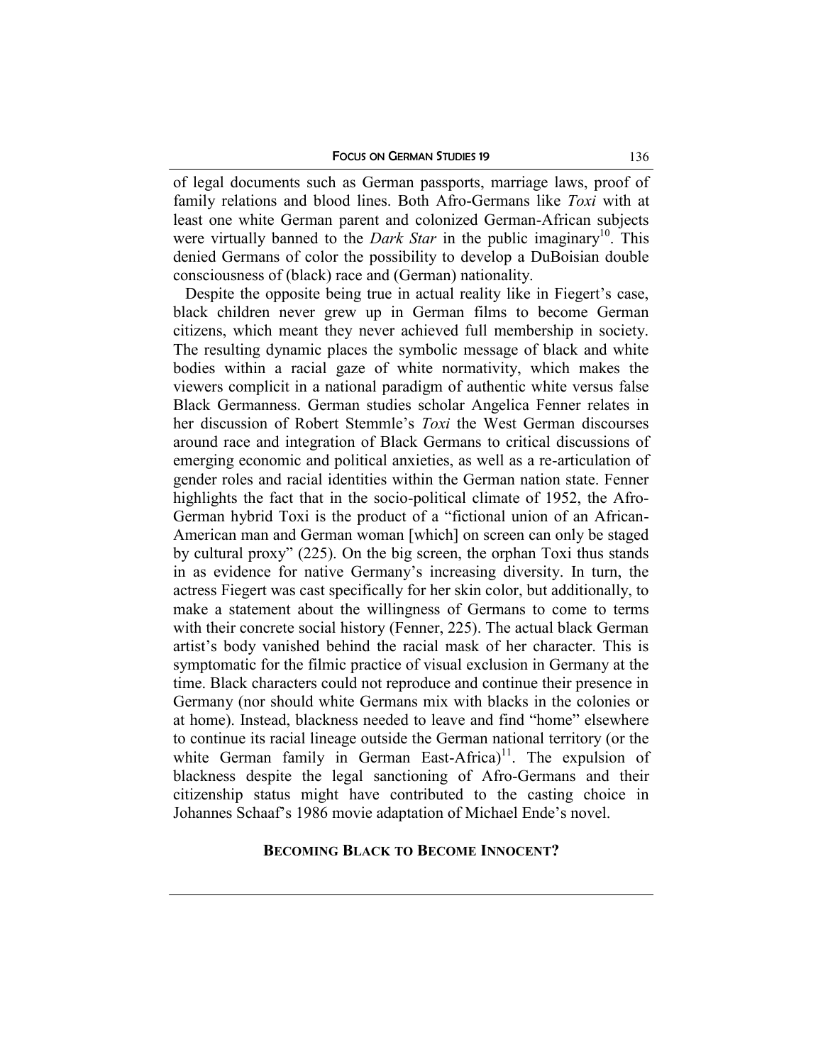of legal documents such as German passports, marriage laws, proof of family relations and blood lines. Both Afro-Germans like *Toxi* with at least one white German parent and colonized German-African subjects were virtually banned to the *Dark Star* in the public imaginary[10]. This denied Germans of color the possibility to develop a DuBoisian double consciousness of (black) race and (German) nationality.

Despite the opposite being true in actual reality like in Fiegert's case, black children never grew up in German films to become German citizens, which meant they never achieved full membership in society. The resulting dynamic places the symbolic message of black and white bodies within a racial gaze of white normativity, which makes the viewers complicit in a national paradigm of authentic white versus false Black Germanness. German studies scholar Angelica Fenner relates in her discussion of Robert Stemmle's *Toxi* the West German discourses around race and integration of Black Germans to critical discussions of emerging economic and political anxieties, as well as a re-articulation of gender roles and racial identities within the German nation state. Fenner highlights the fact that in the socio-political climate of 1952, the Afro-German hybrid Toxi is the product of a "fictional union of an African-American man and German woman [which] on screen can only be staged by cultural proxy" (225). On the big screen, the orphan Toxi thus stands in as evidence for native Germany's increasing diversity. In turn, the actress Fiegert was cast specifically for her skin color, but additionally, to make a statement about the willingness of Germans to come to terms with their concrete social history (Fenner, 225). The actual black German artist's body vanished behind the racial mask of her character. This is symptomatic for the filmic practice of visual exclusion in Germany at the time. Black characters could not reproduce and continue their presence in Germany (nor should white Germans mix with blacks in the colonies or at home). Instead, blackness needed to leave and find "home" elsewhere to continue its racial lineage outside the German national territory (or the white German family in German East-Africa)[11]. The expulsion of blackness despite the legal sanctioning of Afro-Germans and their citizenship status might have contributed to the casting choice in Johannes Schaaf's 1986 movie adaptation of Michael Ende's novel.

## BECOMING BLACK TO BECOME INNOCENT?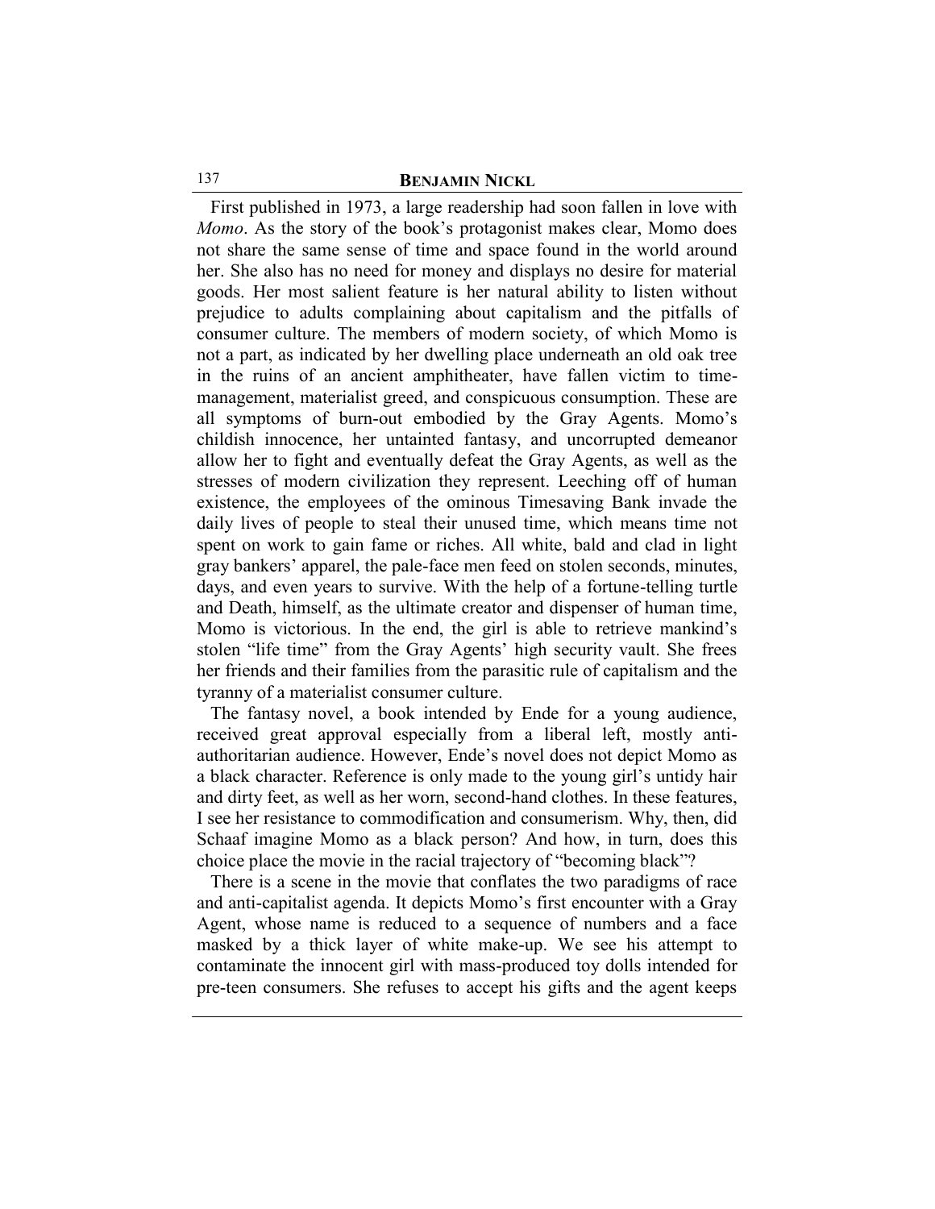First published in 1973, a large readership had soon fallen in love with *Momo*. As the story of the book's protagonist makes clear, Momo does not share the same sense of time and space found in the world around her. She also has no need for money and displays no desire for material goods. Her most salient feature is her natural ability to listen without prejudice to adults complaining about capitalism and the pitfalls of consumer culture. The members of modern society, of which Momo is not a part, as indicated by her dwelling place underneath an old oak tree in the ruins of an ancient amphitheater, have fallen victim to time-management, materialist greed, and conspicuous consumption. These are all symptoms of burn-out embodied by the Gray Agents. Momo's childish innocence, her untainted fantasy, and uncorrupted demeanor allow her to fight and eventually defeat the Gray Agents, as well as the stresses of modern civilization they represent. Leeching off of human existence, the employees of the ominous Timesaving Bank invade the daily lives of people to steal their unused time, which means time not spent on work to gain fame or riches. All white, bald and clad in light gray bankers' apparel, the pale-face men feed on stolen seconds, minutes, days, and even years to survive. With the help of a fortune-telling turtle and Death, himself, as the ultimate creator and dispenser of human time, Momo is victorious. In the end, the girl is able to retrieve mankind's stolen "life time" from the Gray Agents' high security vault. She frees her friends and their families from the parasitic rule of capitalism and the tyranny of a materialist consumer culture.

The fantasy novel, a book intended by Ende for a young audience, received great approval especially from a liberal left, mostly anti-authoritarian audience. However, Ende's novel does not depict Momo as a black character. Reference is only made to the young girl's untidy hair and dirty feet, as well as her worn, second-hand clothes. In these features, I see her resistance to commodification and consumerism. Why, then, did Schaaf imagine Momo as a black person? And how, in turn, does this choice place the movie in the racial trajectory of "becoming black"?

There is a scene in the movie that conflates the two paradigms of race and anti-capitalist agenda. It depicts Momo's first encounter with a Gray Agent, whose name is reduced to a sequence of numbers and a face masked by a thick layer of white make-up. We see his attempt to contaminate the innocent girl with mass-produced toy dolls intended for pre-teen consumers. She refuses to accept his gifts and the agent keeps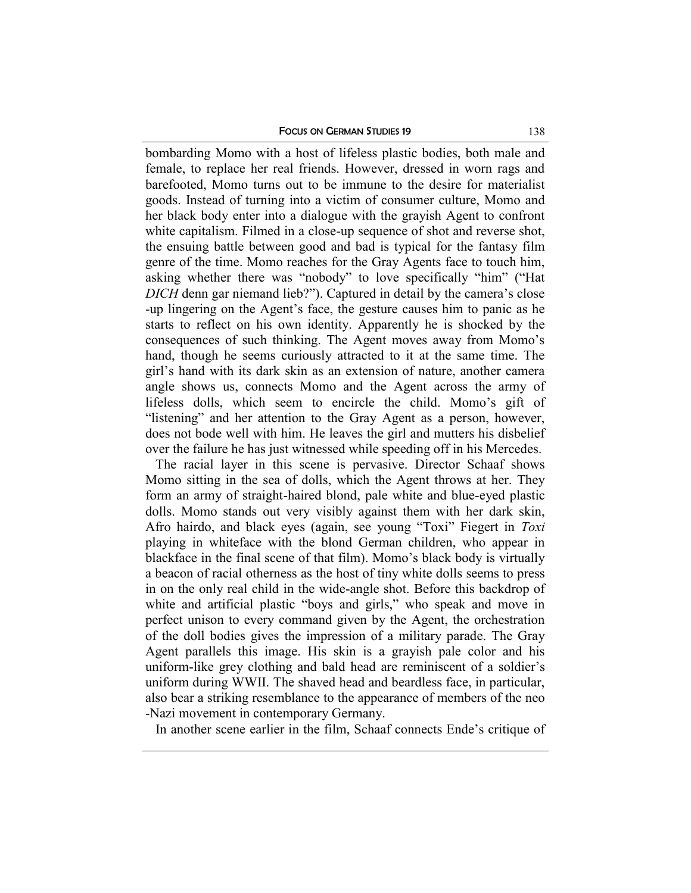bombarding Momo with a host of lifeless plastic bodies, both male and female, to replace her real friends. However, dressed in worn rags and barefooted, Momo turns out to be immune to the desire for materialist goods. Instead of turning into a victim of consumer culture, Momo and her black body enter into a dialogue with the grayish Agent to confront white capitalism. Filmed in a close-up sequence of shot and reverse shot, the ensuing battle between good and bad is typical for the fantasy film genre of the time. Momo reaches for the Gray Agents face to touch him, asking whether there was "nobody" to love specifically "him" ("Hat *DICH* denn gar niemand lieb?"). Captured in detail by the camera's close -up lingering on the Agent's face, the gesture causes him to panic as he starts to reflect on his own identity. Apparently he is shocked by the consequences of such thinking. The Agent moves away from Momo's hand, though he seems curiously attracted to it at the same time. The girl's hand with its dark skin as an extension of nature, another camera angle shows us, connects Momo and the Agent across the army of lifeless dolls, which seem to encircle the child. Momo's gift of "listening" and her attention to the Gray Agent as a person, however, does not bode well with him. He leaves the girl and mutters his disbelief over the failure he has just witnessed while speeding off in his Mercedes.

The racial layer in this scene is pervasive. Director Schaaf shows Momo sitting in the sea of dolls, which the Agent throws at her. They form an army of straight-haired blond, pale white and blue-eyed plastic dolls. Momo stands out very visibly against them with her dark skin, Afro hairdo, and black eyes (again, see young "Toxi" Fiegert in *Toxi* playing in whiteface with the blond German children, who appear in blackface in the final scene of that film). Momo's black body is virtually a beacon of racial otherness as the host of tiny white dolls seems to press in on the only real child in the wide-angle shot. Before this backdrop of white and artificial plastic "boys and girls," who speak and move in perfect unison to every command given by the Agent, the orchestration of the doll bodies gives the impression of a military parade. The Gray Agent parallels this image. His skin is a grayish pale color and his uniform-like grey clothing and bald head are reminiscent of a soldier's uniform during WWII. The shaved head and beardless face, in particular, also bear a striking resemblance to the appearance of members of the neo -Nazi movement in contemporary Germany.

In another scene earlier in the film, Schaaf connects Ende's critique of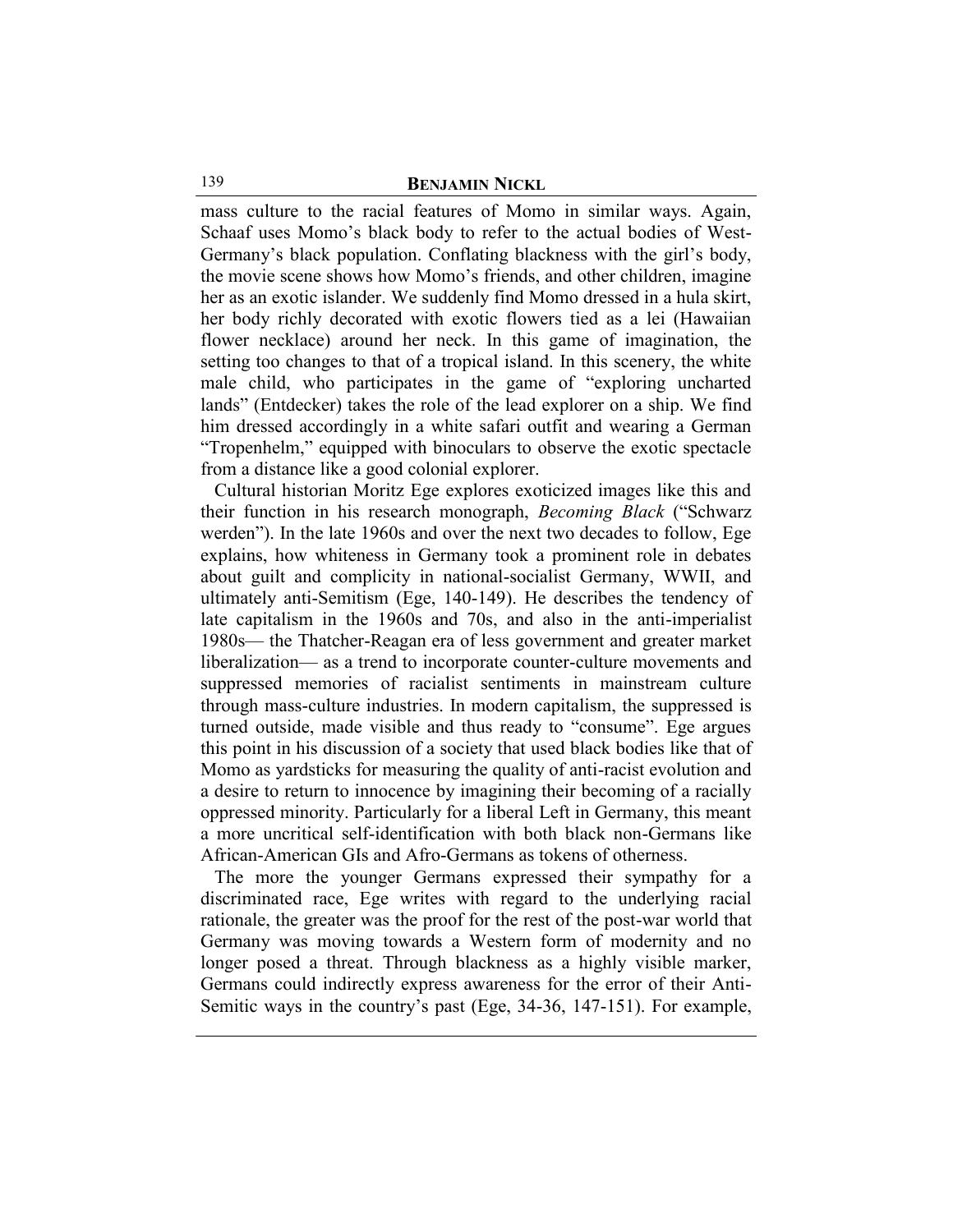mass culture to the racial features of Momo in similar ways. Again, Schaaf uses Momo's black body to refer to the actual bodies of West-Germany's black population. Conflating blackness with the girl's body, the movie scene shows how Momo's friends, and other children, imagine her as an exotic islander. We suddenly find Momo dressed in a hula skirt, her body richly decorated with exotic flowers tied as a lei (Hawaiian flower necklace) around her neck. In this game of imagination, the setting too changes to that of a tropical island. In this scenery, the white male child, who participates in the game of "exploring uncharted lands" (Entdecker) takes the role of the lead explorer on a ship. We find him dressed accordingly in a white safari outfit and wearing a German "Tropenhelm," equipped with binoculars to observe the exotic spectacle from a distance like a good colonial explorer.

Cultural historian Moritz Ege explores exoticized images like this and their function in his research monograph, *Becoming Black* ("Schwarz werden"). In the late 1960s and over the next two decades to follow, Ege explains, how whiteness in Germany took a prominent role in debates about guilt and complicity in national-socialist Germany, WWII, and ultimately anti-Semitism (Ege, 140-149). He describes the tendency of late capitalism in the 1960s and 70s, and also in the anti-imperialist 1980s— the Thatcher-Reagan era of less government and greater market liberalization— as a trend to incorporate counter-culture movements and suppressed memories of racialist sentiments in mainstream culture through mass-culture industries. In modern capitalism, the suppressed is turned outside, made visible and thus ready to "consume". Ege argues this point in his discussion of a society that used black bodies like that of Momo as yardsticks for measuring the quality of anti-racist evolution and a desire to return to innocence by imagining their becoming of a racially oppressed minority. Particularly for a liberal Left in Germany, this meant a more uncritical self-identification with both black non-Germans like African-American GIs and Afro-Germans as tokens of otherness.

The more the younger Germans expressed their sympathy for a discriminated race, Ege writes with regard to the underlying racial rationale, the greater was the proof for the rest of the post-war world that Germany was moving towards a Western form of modernity and no longer posed a threat. Through blackness as a highly visible marker, Germans could indirectly express awareness for the error of their Anti-Semitic ways in the country's past (Ege, 34-36, 147-151). For example,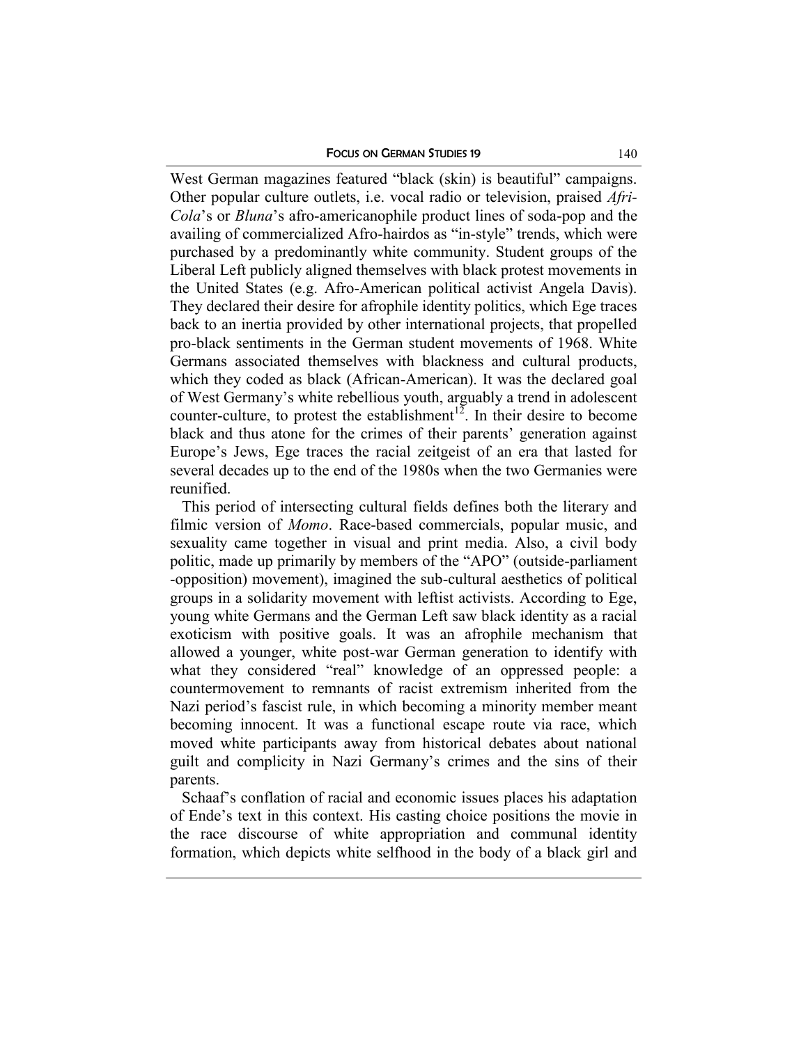West German magazines featured "black (skin) is beautiful" campaigns. Other popular culture outlets, i.e. vocal radio or television, praised *Afri-Cola*'s or *Bluna*'s afro-americanophile product lines of soda-pop and the availing of commercialized Afro-hairdos as "in-style" trends, which were purchased by a predominantly white community. Student groups of the Liberal Left publicly aligned themselves with black protest movements in the United States (e.g. Afro-American political activist Angela Davis). They declared their desire for afrophile identity politics, which Ege traces back to an inertia provided by other international projects, that propelled pro-black sentiments in the German student movements of 1968. White Germans associated themselves with blackness and cultural products, which they coded as black (African-American). It was the declared goal of West Germany's white rebellious youth, arguably a trend in adolescent counter-culture, to protest the establishment[12]. In their desire to become black and thus atone for the crimes of their parents' generation against Europe's Jews, Ege traces the racial zeitgeist of an era that lasted for several decades up to the end of the 1980s when the two Germanies were reunified.

This period of intersecting cultural fields defines both the literary and filmic version of *Momo*. Race-based commercials, popular music, and sexuality came together in visual and print media. Also, a civil body politic, made up primarily by members of the "APO" (outside-parliament -opposition) movement), imagined the sub-cultural aesthetics of political groups in a solidarity movement with leftist activists. According to Ege, young white Germans and the German Left saw black identity as a racial exoticism with positive goals. It was an afrophile mechanism that allowed a younger, white post-war German generation to identify with what they considered "real" knowledge of an oppressed people: a countermovement to remnants of racist extremism inherited from the Nazi period's fascist rule, in which becoming a minority member meant becoming innocent. It was a functional escape route via race, which moved white participants away from historical debates about national guilt and complicity in Nazi Germany's crimes and the sins of their parents.

Schaaf's conflation of racial and economic issues places his adaptation of Ende's text in this context. His casting choice positions the movie in the race discourse of white appropriation and communal identity formation, which depicts white selfhood in the body of a black girl and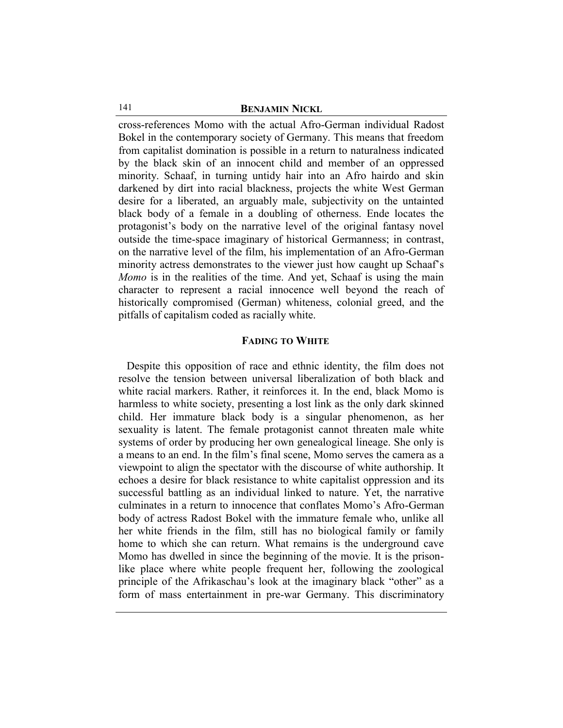cross-references Momo with the actual Afro-German individual Radost Bokel in the contemporary society of Germany. This means that freedom from capitalist domination is possible in a return to naturalness indicated by the black skin of an innocent child and member of an oppressed minority. Schaaf, in turning untidy hair into an Afro hairdo and skin darkened by dirt into racial blackness, projects the white West German desire for a liberated, an arguably male, subjectivity on the untainted black body of a female in a doubling of otherness. Ende locates the protagonist's body on the narrative level of the original fantasy novel outside the time-space imaginary of historical Germanness; in contrast, on the narrative level of the film, his implementation of an Afro-German minority actress demonstrates to the viewer just how caught up Schaaf's *Momo* is in the realities of the time. And yet, Schaaf is using the main character to represent a racial innocence well beyond the reach of historically compromised (German) whiteness, colonial greed, and the pitfalls of capitalism coded as racially white.

## FADING TO WHITE

Despite this opposition of race and ethnic identity, the film does not resolve the tension between universal liberalization of both black and white racial markers. Rather, it reinforces it. In the end, black Momo is harmless to white society, presenting a lost link as the only dark skinned child. Her immature black body is a singular phenomenon, as her sexuality is latent. The female protagonist cannot threaten male white systems of order by producing her own genealogical lineage. She only is a means to an end. In the film's final scene, Momo serves the camera as a viewpoint to align the spectator with the discourse of white authorship. It echoes a desire for black resistance to white capitalist oppression and its successful battling as an individual linked to nature. Yet, the narrative culminates in a return to innocence that conflates Momo's Afro-German body of actress Radost Bokel with the immature female who, unlike all her white friends in the film, still has no biological family or family home to which she can return. What remains is the underground cave Momo has dwelled in since the beginning of the movie. It is the prison-like place where white people frequent her, following the zoological principle of the Afrikaschau's look at the imaginary black "other" as a form of mass entertainment in pre-war Germany. This discriminatory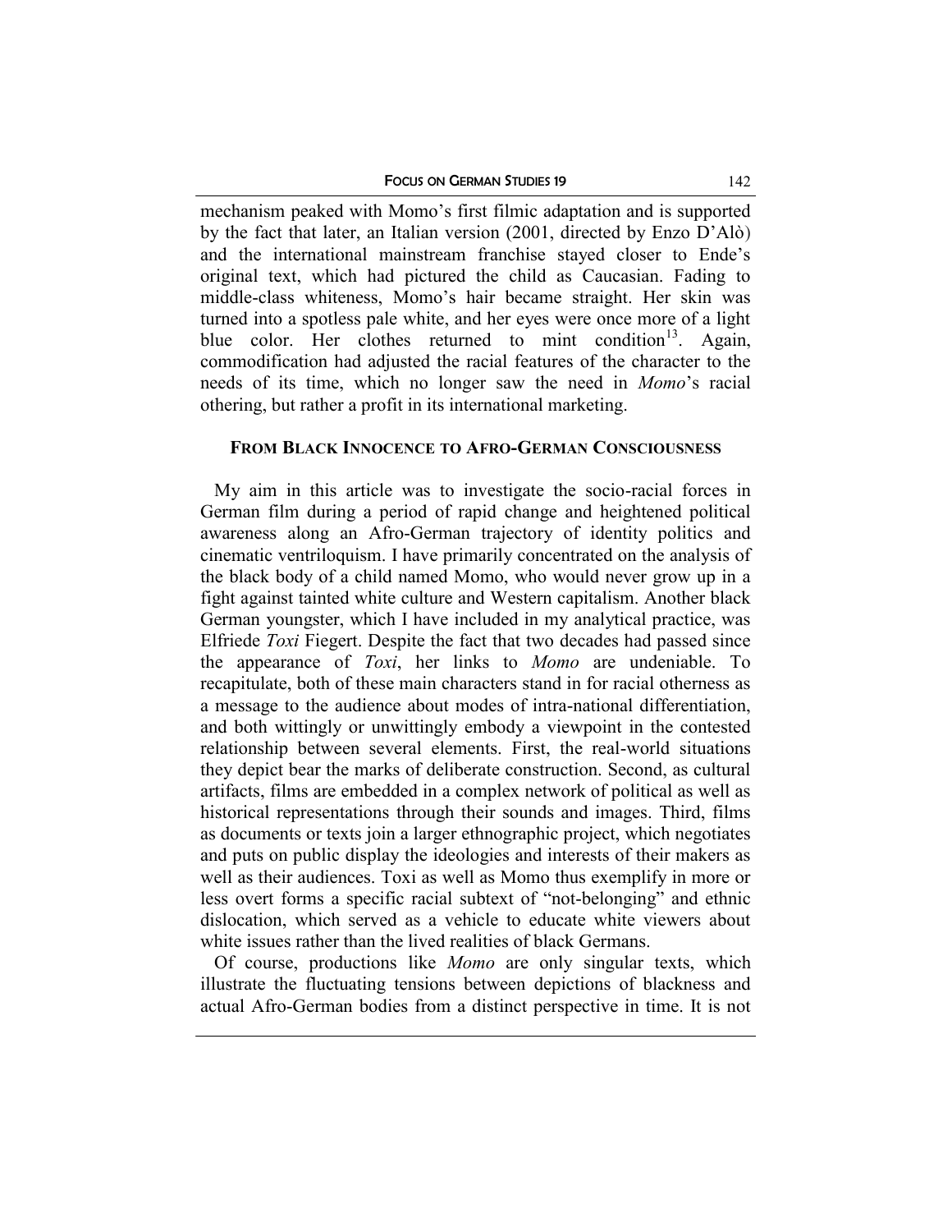mechanism peaked with Momo's first filmic adaptation and is supported by the fact that later, an Italian version (2001, directed by Enzo D'Alò) and the international mainstream franchise stayed closer to Ende's original text, which had pictured the child as Caucasian. Fading to middle-class whiteness, Momo's hair became straight. Her skin was turned into a spotless pale white, and her eyes were once more of a light blue color. Her clothes returned to mint condition[13]. Again, commodification had adjusted the racial features of the character to the needs of its time, which no longer saw the need in *Momo*'s racial othering, but rather a profit in its international marketing.

## FROM BLACK INNOCENCE TO AFRO-GERMAN CONSCIOUSNESS

My aim in this article was to investigate the socio-racial forces in German film during a period of rapid change and heightened political awareness along an Afro-German trajectory of identity politics and cinematic ventriloquism. I have primarily concentrated on the analysis of the black body of a child named Momo, who would never grow up in a fight against tainted white culture and Western capitalism. Another black German youngster, which I have included in my analytical practice, was Elfriede *Toxi* Fiegert. Despite the fact that two decades had passed since the appearance of *Toxi*, her links to *Momo* are undeniable. To recapitulate, both of these main characters stand in for racial otherness as a message to the audience about modes of intra-national differentiation, and both wittingly or unwittingly embody a viewpoint in the contested relationship between several elements. First, the real-world situations they depict bear the marks of deliberate construction. Second, as cultural artifacts, films are embedded in a complex network of political as well as historical representations through their sounds and images. Third, films as documents or texts join a larger ethnographic project, which negotiates and puts on public display the ideologies and interests of their makers as well as their audiences. Toxi as well as Momo thus exemplify in more or less overt forms a specific racial subtext of "not-belonging" and ethnic dislocation, which served as a vehicle to educate white viewers about white issues rather than the lived realities of black Germans.

Of course, productions like *Momo* are only singular texts, which illustrate the fluctuating tensions between depictions of blackness and actual Afro-German bodies from a distinct perspective in time. It is not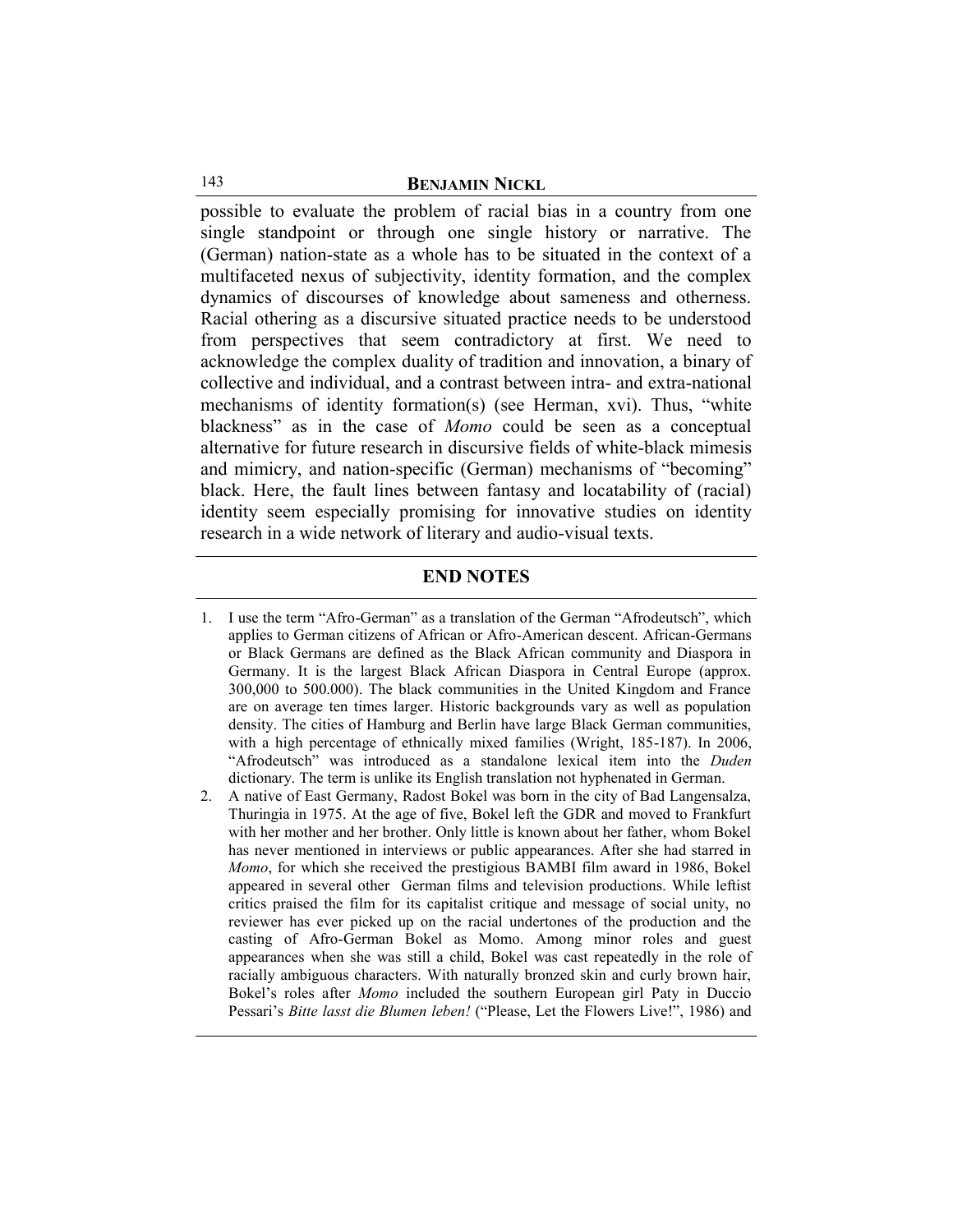possible to evaluate the problem of racial bias in a country from one single standpoint or through one single history or narrative. The (German) nation-state as a whole has to be situated in the context of a multifaceted nexus of subjectivity, identity formation, and the complex dynamics of discourses of knowledge about sameness and otherness. Racial othering as a discursive situated practice needs to be understood from perspectives that seem contradictory at first. We need to acknowledge the complex duality of tradition and innovation, a binary of collective and individual, and a contrast between intra- and extra-national mechanisms of identity formation(s) (see Herman, xvi). Thus, "white blackness" as in the case of *Momo* could be seen as a conceptual alternative for future research in discursive fields of white-black mimesis and mimicry, and nation-specific (German) mechanisms of "becoming" black. Here, the fault lines between fantasy and locatability of (racial) identity seem especially promising for innovative studies on identity research in a wide network of literary and audio-visual texts.

## END NOTES

1. I use the term "Afro-German" as a translation of the German "Afrodeutsch", which applies to German citizens of African or Afro-American descent. African-Germans or Black Germans are defined as the Black African community and Diaspora in Germany. It is the largest Black African Diaspora in Central Europe (approx. 300,000 to 500.000). The black communities in the United Kingdom and France are on average ten times larger. Historic backgrounds vary as well as population density. The cities of Hamburg and Berlin have large Black German communities, with a high percentage of ethnically mixed families (Wright, 185-187). In 2006, "Afrodeutsch" was introduced as a standalone lexical item into the *Duden* dictionary. The term is unlike its English translation not hyphenated in German.
2. A native of East Germany, Radost Bokel was born in the city of Bad Langensalza, Thuringia in 1975. At the age of five, Bokel left the GDR and moved to Frankfurt with her mother and her brother. Only little is known about her father, whom Bokel has never mentioned in interviews or public appearances. After she had starred in *Momo*, for which she received the prestigious BAMBI film award in 1986, Bokel appeared in several other German films and television productions. While leftist critics praised the film for its capitalist critique and message of social unity, no reviewer has ever picked up on the racial undertones of the production and the casting of Afro-German Bokel as Momo. Among minor roles and guest appearances when she was still a child, Bokel was cast repeatedly in the role of racially ambiguous characters. With naturally bronzed skin and curly brown hair, Bokel's roles after *Momo* included the southern European girl Paty in Duccio Pessari's *Bitte lasst die Blumen leben!* ("Please, Let the Flowers Live!", 1986) and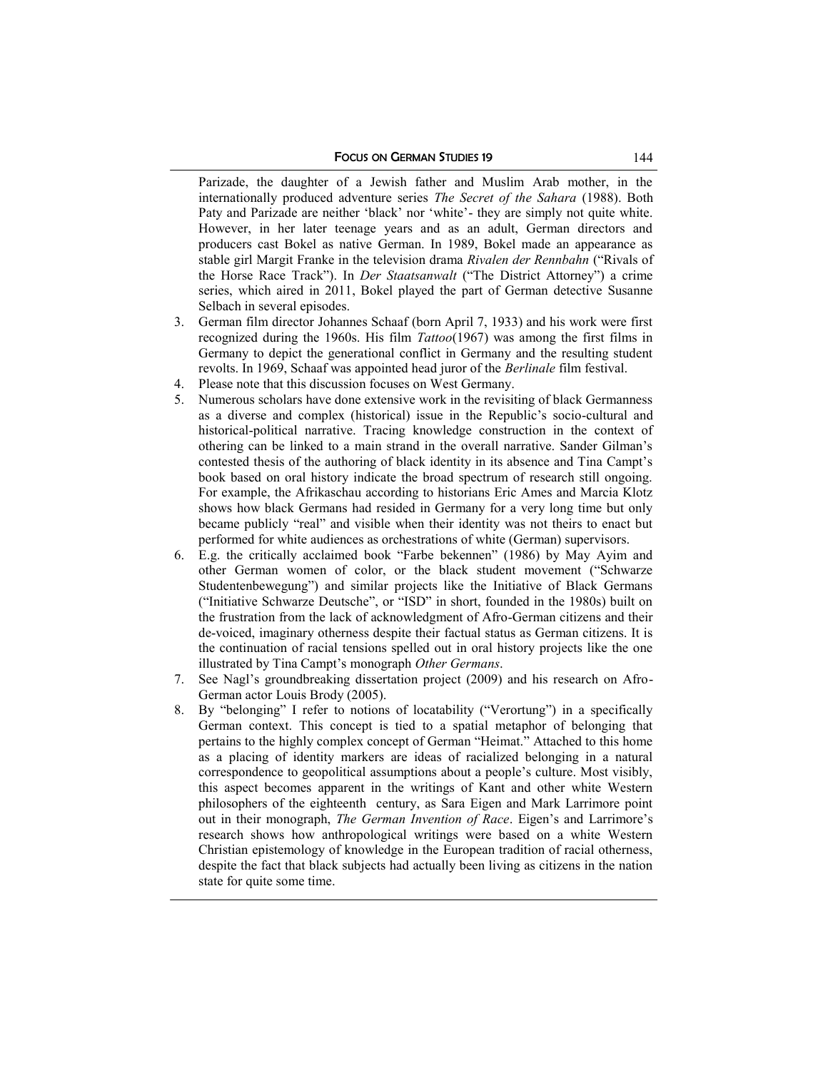Parizade, the daughter of a Jewish father and Muslim Arab mother, in the internationally produced adventure series *The Secret of the Sahara* (1988). Both Paty and Parizade are neither 'black' nor 'white'- they are simply not quite white. However, in her later teenage years and as an adult, German directors and producers cast Bokel as native German. In 1989, Bokel made an appearance as stable girl Margit Franke in the television drama *Rivalen der Rennbahn* ("Rivals of the Horse Race Track"). In *Der Staatsanwalt* ("The District Attorney") a crime series, which aired in 2011, Bokel played the part of German detective Susanne Selbach in several episodes.

3. German film director Johannes Schaaf (born April 7, 1933) and his work were first recognized during the 1960s. His film *Tattoo*(1967) was among the first films in Germany to depict the generational conflict in Germany and the resulting student revolts. In 1969, Schaaf was appointed head juror of the *Berlinale* film festival.
4. Please note that this discussion focuses on West Germany.
5. Numerous scholars have done extensive work in the revisiting of black Germanness as a diverse and complex (historical) issue in the Republic's socio-cultural and historical-political narrative. Tracing knowledge construction in the context of othering can be linked to a main strand in the overall narrative. Sander Gilman's contested thesis of the authoring of black identity in its absence and Tina Campt's book based on oral history indicate the broad spectrum of research still ongoing. For example, the Afrikaschau according to historians Eric Ames and Marcia Klotz shows how black Germans had resided in Germany for a very long time but only became publicly "real" and visible when their identity was not theirs to enact but performed for white audiences as orchestrations of white (German) supervisors.
6. E.g. the critically acclaimed book "Farbe bekennen" (1986) by May Ayim and other German women of color, or the black student movement ("Schwarze Studentenbewegung") and similar projects like the Initiative of Black Germans ("Initiative Schwarze Deutsche", or "ISD" in short, founded in the 1980s) built on the frustration from the lack of acknowledgment of Afro-German citizens and their de-voiced, imaginary otherness despite their factual status as German citizens. It is the continuation of racial tensions spelled out in oral history projects like the one illustrated by Tina Campt's monograph *Other Germans*.
7. See Nagl's groundbreaking dissertation project (2009) and his research on Afro-German actor Louis Brody (2005).
8. By "belonging" I refer to notions of locatability ("Verortung") in a specifically German context. This concept is tied to a spatial metaphor of belonging that pertains to the highly complex concept of German "Heimat." Attached to this home as a placing of identity markers are ideas of racialized belonging in a natural correspondence to geopolitical assumptions about a people's culture. Most visibly, this aspect becomes apparent in the writings of Kant and other white Western philosophers of the eighteenth century, as Sara Eigen and Mark Larrimore point out in their monograph, *The German Invention of Race*. Eigen's and Larrimore's research shows how anthropological writings were based on a white Western Christian epistemology of knowledge in the European tradition of racial otherness, despite the fact that black subjects had actually been living as citizens in the nation state for quite some time.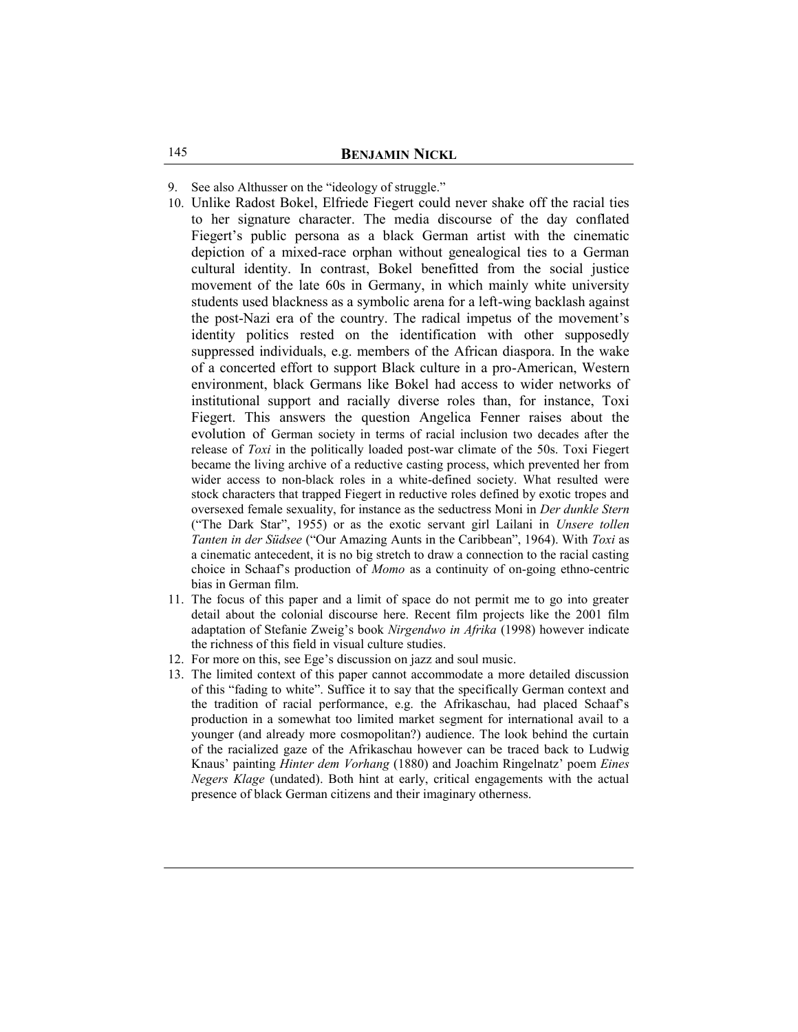9. See also Althusser on the "ideology of struggle."
10. Unlike Radost Bokel, Elfriede Fiegert could never shake off the racial ties to her signature character. The media discourse of the day conflated Fiegert's public persona as a black German artist with the cinematic depiction of a mixed-race orphan without genealogical ties to a German cultural identity. In contrast, Bokel benefitted from the social justice movement of the late 60s in Germany, in which mainly white university students used blackness as a symbolic arena for a left-wing backlash against the post-Nazi era of the country. The radical impetus of the movement's identity politics rested on the identification with other supposedly suppressed individuals, e.g. members of the African diaspora. In the wake of a concerted effort to support Black culture in a pro-American, Western environment, black Germans like Bokel had access to wider networks of institutional support and racially diverse roles than, for instance, Toxi Fiegert. This answers the question Angelica Fenner raises about the evolution of German society in terms of racial inclusion two decades after the release of *Toxi* in the politically loaded post-war climate of the 50s. Toxi Fiegert became the living archive of a reductive casting process, which prevented her from wider access to non-black roles in a white-defined society. What resulted were stock characters that trapped Fiegert in reductive roles defined by exotic tropes and oversexed female sexuality, for instance as the seductress Moni in *Der dunkle Stern* ("The Dark Star", 1955) or as the exotic servant girl Lailani in *Unsere tollen Tanten in der Südsee* ("Our Amazing Aunts in the Caribbean", 1964). With *Toxi* as a cinematic antecedent, it is no big stretch to draw a connection to the racial casting choice in Schaaf's production of *Momo* as a continuity of on-going ethno-centric bias in German film.
11. The focus of this paper and a limit of space do not permit me to go into greater detail about the colonial discourse here. Recent film projects like the 2001 film adaptation of Stefanie Zweig's book *Nirgendwo in Afrika* (1998) however indicate the richness of this field in visual culture studies.
12. For more on this, see Ege's discussion on jazz and soul music.
13. The limited context of this paper cannot accommodate a more detailed discussion of this "fading to white". Suffice it to say that the specifically German context and the tradition of racial performance, e.g. the Afrikaschau, had placed Schaaf's production in a somewhat too limited market segment for international avail to a younger (and already more cosmopolitan?) audience. The look behind the curtain of the racialized gaze of the Afrikaschau however can be traced back to Ludwig Knaus' painting *Hinter dem Vorhang* (1880) and Joachim Ringelnatz' poem *Eines Negers Klage* (undated). Both hint at early, critical engagements with the actual presence of black German citizens and their imaginary otherness.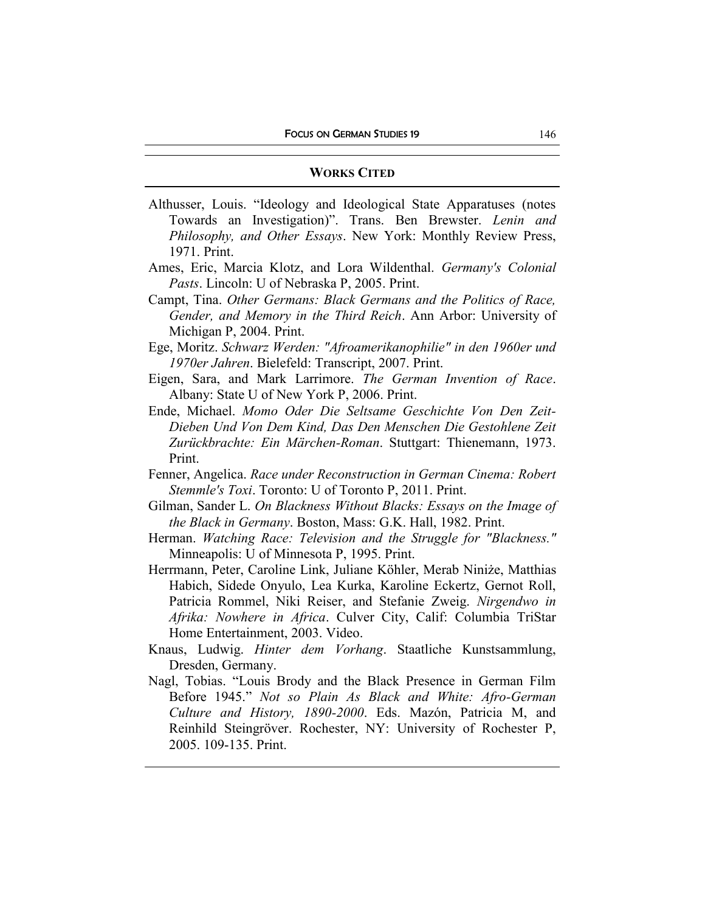## Works Cited

Althusser, Louis. "Ideology and Ideological State Apparatuses (notes Towards an Investigation)". Trans. Ben Brewster. *Lenin and Philosophy, and Other Essays*. New York: Monthly Review Press, 1971. Print.

Ames, Eric, Marcia Klotz, and Lora Wildenthal. *Germany's Colonial Pasts*. Lincoln: U of Nebraska P, 2005. Print.

Campt, Tina. *Other Germans: Black Germans and the Politics of Race, Gender, and Memory in the Third Reich*. Ann Arbor: University of Michigan P, 2004. Print.

Ege, Moritz. *Schwarz Werden: "Afroamerikanophilie" in den 1960er und 1970er Jahren*. Bielefeld: Transcript, 2007. Print.

Eigen, Sara, and Mark Larrimore. *The German Invention of Race*. Albany: State U of New York P, 2006. Print.

Ende, Michael. *Momo Oder Die Seltsame Geschichte Von Den Zeit-Dieben Und Von Dem Kind, Das Den Menschen Die Gestohlene Zeit Zurückbrachte: Ein Märchen-Roman*. Stuttgart: Thienemann, 1973. Print.

Fenner, Angelica. *Race under Reconstruction in German Cinema: Robert Stemmle's Toxi*. Toronto: U of Toronto P, 2011. Print.

Gilman, Sander L. *On Blackness Without Blacks: Essays on the Image of the Black in Germany*. Boston, Mass: G.K. Hall, 1982. Print.

Herman. *Watching Race: Television and the Struggle for "Blackness."* Minneapolis: U of Minnesota P, 1995. Print.

Herrmann, Peter, Caroline Link, Juliane Köhler, Merab Niniże, Matthias Habich, Sidede Onyulo, Lea Kurka, Karoline Eckertz, Gernot Roll, Patricia Rommel, Niki Reiser, and Stefanie Zweig. *Nirgendwo in Afrika: Nowhere in Africa*. Culver City, Calif: Columbia TriStar Home Entertainment, 2003. Video.

Knaus, Ludwig. *Hinter dem Vorhang*. Staatliche Kunstsammlung, Dresden, Germany.

Nagl, Tobias. "Louis Brody and the Black Presence in German Film Before 1945." *Not so Plain As Black and White: Afro-German Culture and History, 1890-2000*. Eds. Mazón, Patricia M, and Reinhild Steingröver. Rochester, NY: University of Rochester P, 2005. 109-135. Print.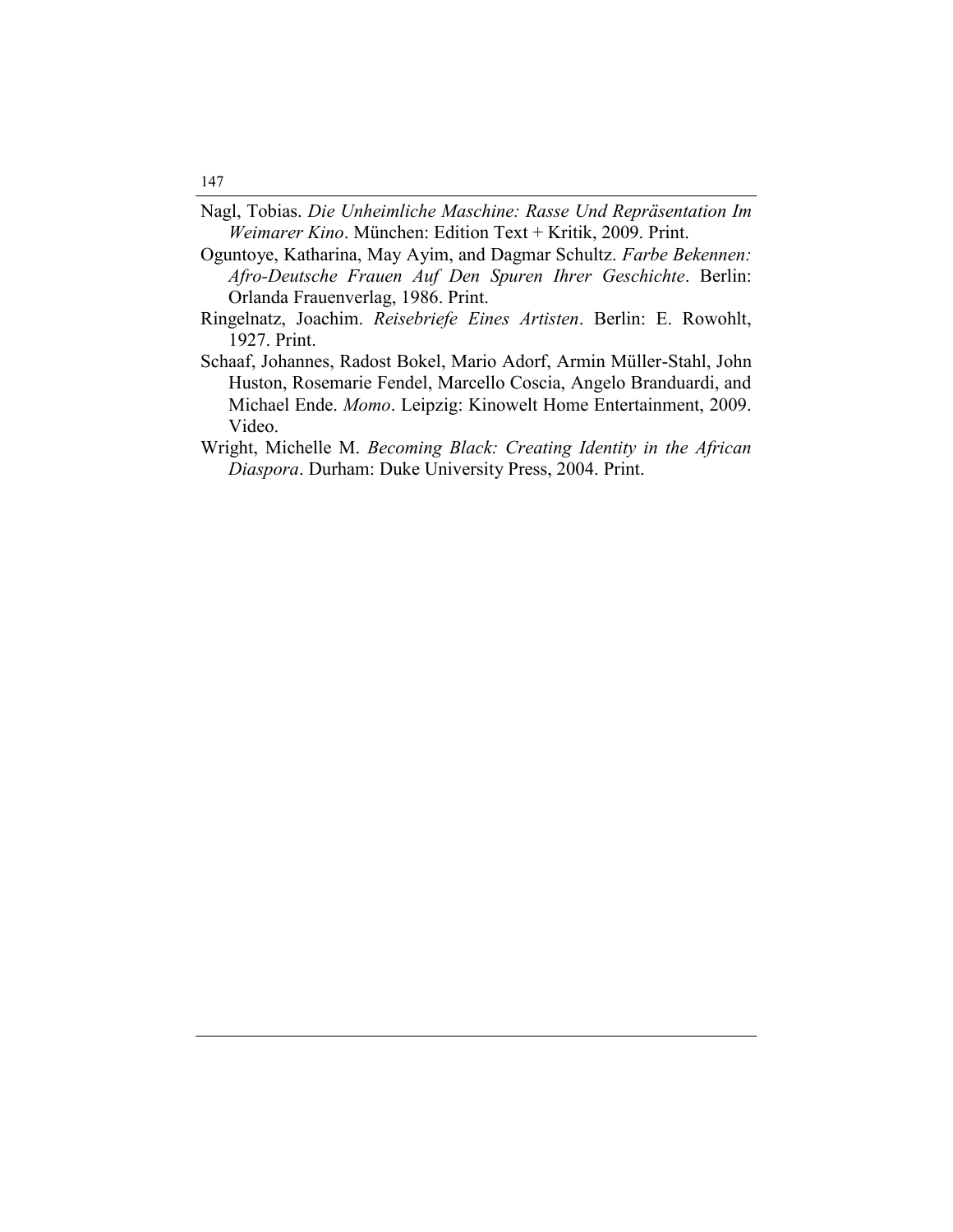Nagl, Tobias. *Die Unheimliche Maschine: Rasse Und Repräsentation Im Weimarer Kino*. München: Edition Text + Kritik, 2009. Print.

Oguntoye, Katharina, May Ayim, and Dagmar Schultz. *Farbe Bekennen: Afro-Deutsche Frauen Auf Den Spuren Ihrer Geschichte*. Berlin: Orlanda Frauenverlag, 1986. Print.

Ringelnatz, Joachim. *Reisebriefe Eines Artisten*. Berlin: E. Rowohlt, 1927. Print.

Schaaf, Johannes, Radost Bokel, Mario Adorf, Armin Müller-Stahl, John Huston, Rosemarie Fendel, Marcello Coscia, Angelo Branduardi, and Michael Ende. *Momo*. Leipzig: Kinowelt Home Entertainment, 2009. Video.

Wright, Michelle M. *Becoming Black: Creating Identity in the African Diaspora*. Durham: Duke University Press, 2004. Print.